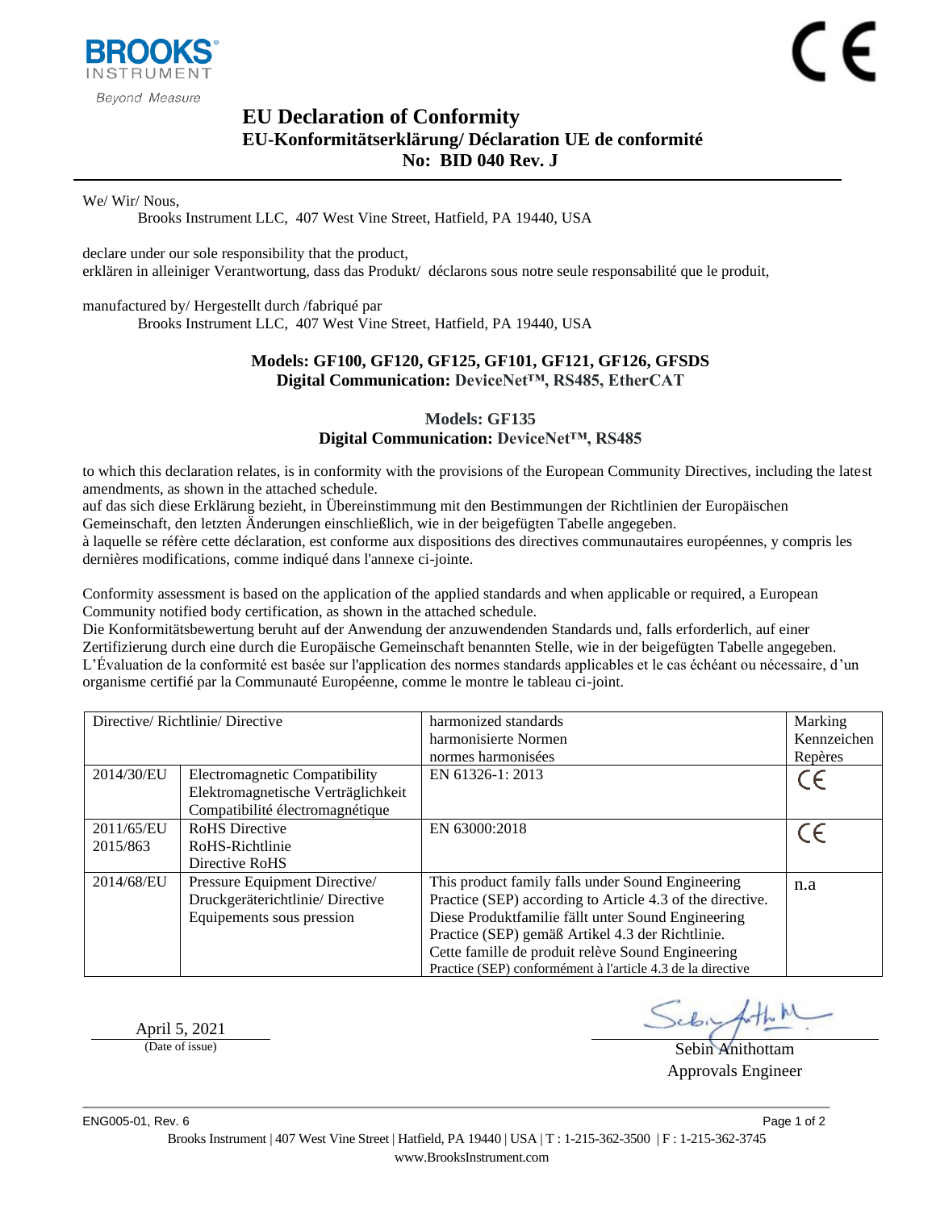# EU Declaration of Conformity

## EU-Konformitätserklärung/ Déclaration UE de conformité

## No: BID 040 Rev. J

We/ Wir/ Nous,

Brooks Instrument LLC, 407 West Vine Street, Hatfield, PA 19440, USA

declare under our sole responsibility that the product,
erklären in alleiniger Verantwortung, dass das Produkt/ déclarons sous notre seule responsabilité que le produit,

manufactured by/ Hergestellt durch /fabriqué par

Brooks Instrument LLC, 407 West Vine Street, Hatfield, PA 19440, USA

**Models: GF100, GF120, GF125, GF101, GF121, GF126, GFSDS**
**Digital Communication: DeviceNet™, RS485, EtherCAT**

**Models: GF135**
**Digital Communication: DeviceNet™, RS485**

to which this declaration relates, is in conformity with the provisions of the European Community Directives, including the latest amendments, as shown in the attached schedule.
auf das sich diese Erklärung bezieht, in Übereinstimmung mit den Bestimmungen der Richtlinien der Europäischen Gemeinschaft, den letzten Änderungen einschließlich, wie in der beigefügten Tabelle angegeben.
à laquelle se réfère cette déclaration, est conforme aux dispositions des directives communautaires européennes, y compris les dernières modifications, comme indiqué dans l'annexe ci-jointe.

Conformity assessment is based on the application of the applied standards and when applicable or required, a European Community notified body certification, as shown in the attached schedule.
Die Konformitätsbewertung beruht auf der Anwendung der anzuwendenden Standards und, falls erforderlich, auf einer Zertifizierung durch eine durch die Europäische Gemeinschaft benannten Stelle, wie in der beigefügten Tabelle angegeben.
L'Évaluation de la conformité est basée sur l'application des normes standards applicables et le cas échéant ou nécessaire, d'un organisme certifié par la Communauté Européenne, comme le montre le tableau ci-joint.

| Directive/ Richtlinie/ Directive | | harmonized standards<br>harmonisierte Normen<br>normes harmonisées | Marking<br>Kennzeichen<br>Repères |
|---|---|---|---|
| 2014/30/EU | Electromagnetic Compatibility<br>Elektromagnetische Verträglichkeit<br>Compatibilité électromagnétique | EN 61326-1: 2013 | CE |
| 2011/65/EU<br>2015/863 | RoHS Directive<br>RoHS-Richtlinie<br>Directive RoHS | EN 63000:2018 | CE |
| 2014/68/EU | Pressure Equipment Directive/<br>Druckgeräterichtlinie/ Directive<br>Equipements sous pression | This product family falls under Sound Engineering Practice (SEP) according to Article 4.3 of the directive.<br>Diese Produktfamilie fällt unter Sound Engineering Practice (SEP) gemäß Artikel 4.3 der Richtlinie.<br>Cette famille de produit relève Sound Engineering Practice (SEP) conformément à l'article 4.3 de la directive | n.a |

April 5, 2021
(Date of issue)

Sebin Anithottam
Approvals Engineer

ENG005-01, Rev. 6

Brooks Instrument | 407 West Vine Street | Hatfield, PA 19440 | USA | T : 1-215-362-3500 | F : 1-215-362-3745
www.BrooksInstrument.com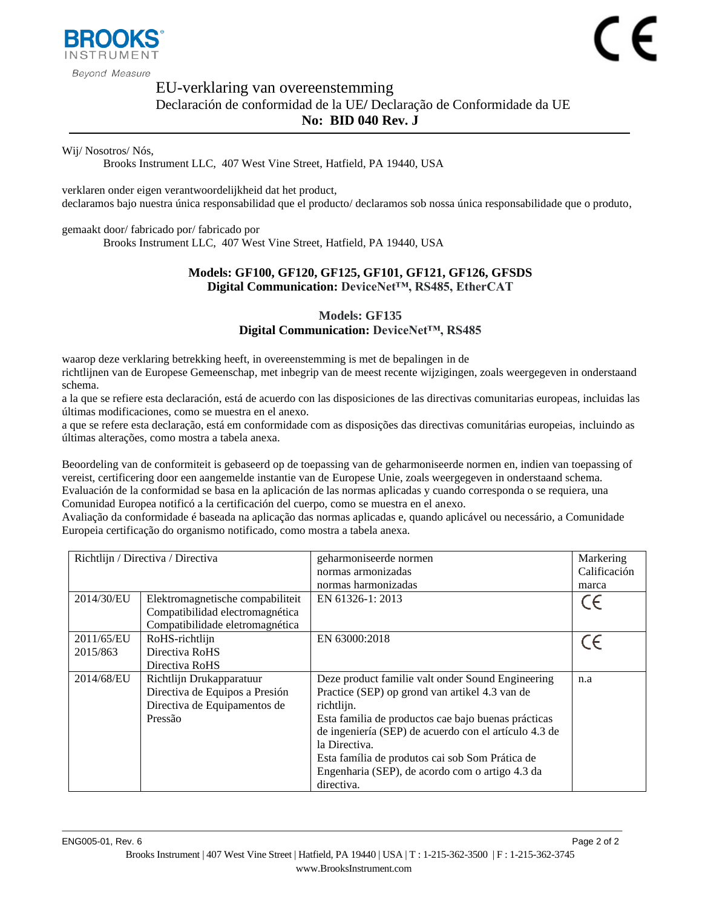BROOKS INSTRUMENT

Beyond Measure

CE

# EU-verklaring van overeenstemming

## Declaración de conformidad de la UE/ Declaração de Conformidade da UE

**No: BID 040 Rev. J**

Wij/ Nosotros/ Nós,

Brooks Instrument LLC, 407 West Vine Street, Hatfield, PA 19440, USA

verklaren onder eigen verantwoordelijkheid dat het product,
declaramos bajo nuestra única responsabilidad que el producto/ declaramos sob nossa única responsabilidade que o produto,

gemaakt door/ fabricado por/ fabricado por

Brooks Instrument LLC, 407 West Vine Street, Hatfield, PA 19440, USA

**Models: GF100, GF120, GF125, GF101, GF121, GF126, GFSDS**
**Digital Communication: DeviceNet™, RS485, EtherCAT**

**Models: GF135**
**Digital Communication: DeviceNet™, RS485**

waarop deze verklaring betrekking heeft, in overeenstemming is met de bepalingen in de richtlijnen van de Europese Gemeenschap, met inbegrip van de meest recente wijzigingen, zoals weergegeven in onderstaand schema.
a la que se refiere esta declaración, está de acuerdo con las disposiciones de las directivas comunitarias europeas, incluidas las últimas modificaciones, como se muestra en el anexo.
a que se refere esta declaração, está em conformidade com as disposições das directivas comunitárias europeias, incluindo as últimas alterações, como mostra a tabela anexa.

Beoordeling van de conformiteit is gebaseerd op de toepassing van de geharmoniseerde normen en, indien van toepassing of vereist, certificering door een aangemelde instantie van de Europese Unie, zoals weergegeven in onderstaand schema.
Evaluación de la conformidad se basa en la aplicación de las normas aplicadas y cuando corresponda o se requiera, una Comunidad Europea notificó a la certificación del cuerpo, como se muestra en el anexo.
Avaliação da conformidade é baseada na aplicação das normas aplicadas e, quando aplicável ou necessário, a Comunidade Europeia certificação do organismo notificado, como mostra a tabela anexa.

| Richtlijn / Directiva / Directiva | | geharmoniseerde normen<br>normas armonizadas<br>normas harmonizadas | Markering<br>Calificación<br>marca |
|---|---|---|---|
| 2014/30/EU | Elektromagnetische compabiliteit<br>Compatibilidad electromagnética<br>Compatibilidade eletromagnética | EN 61326-1: 2013 | CE |
| 2011/65/EU<br>2015/863 | RoHS-richtlijn<br>Directiva RoHS<br>Directiva RoHS | EN 63000:2018 | CE |
| 2014/68/EU | Richtlijn Drukapparatuur<br>Directiva de Equipos a Presión<br>Directiva de Equipamentos de Pressão | Deze product familie valt onder Sound Engineering Practice (SEP) op grond van artikel 4.3 van de richtlijn.<br>Esta familia de productos cae bajo buenas prácticas de ingeniería (SEP) de acuerdo con el artículo 4.3 de la Directiva.<br>Esta família de produtos cai sob Som Prática de Engenharia (SEP), de acordo com o artigo 4.3 da directiva. | n.a |

ENG005-01, Rev. 6

Brooks Instrument | 407 West Vine Street | Hatfield, PA 19440 | USA | T : 1-215-362-3500 | F : 1-215-362-3745
www.BrooksInstrument.com